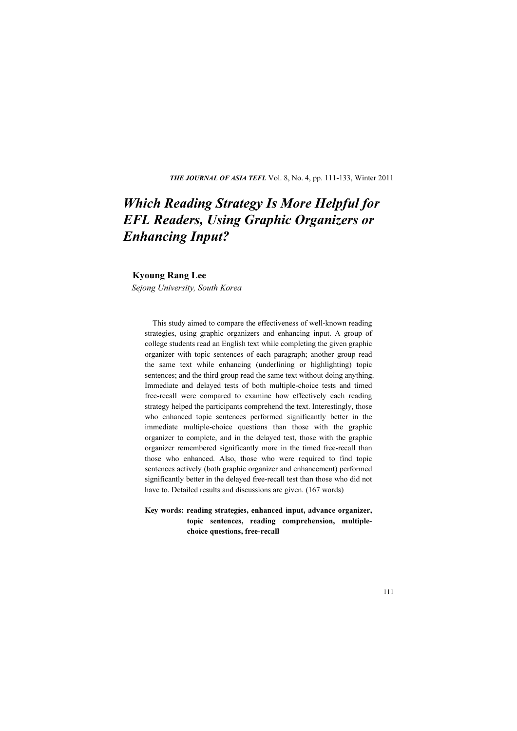# Which Reading Strategy Is More Helpful for EFL Readers, Using Graphic Organizers or Enhancing Input?

**Kyoung Rang Lee**

*Sejong University, South Korea*

This study aimed to compare the effectiveness of well-known reading strategies, using graphic organizers and enhancing input. A group of college students read an English text while completing the given graphic organizer with topic sentences of each paragraph; another group read the same text while enhancing (underlining or highlighting) topic sentences; and the third group read the same text without doing anything. Immediate and delayed tests of both multiple-choice tests and timed free-recall were compared to examine how effectively each reading strategy helped the participants comprehend the text. Interestingly, those who enhanced topic sentences performed significantly better in the immediate multiple-choice questions than those with the graphic organizer to complete, and in the delayed test, those with the graphic organizer remembered significantly more in the timed free-recall than those who enhanced. Also, those who were required to find topic sentences actively (both graphic organizer and enhancement) performed significantly better in the delayed free-recall test than those who did not have to. Detailed results and discussions are given. (167 words)

**Key words: reading strategies, enhanced input, advance organizer, topic sentences, reading comprehension, multiple-choice questions, free-recall**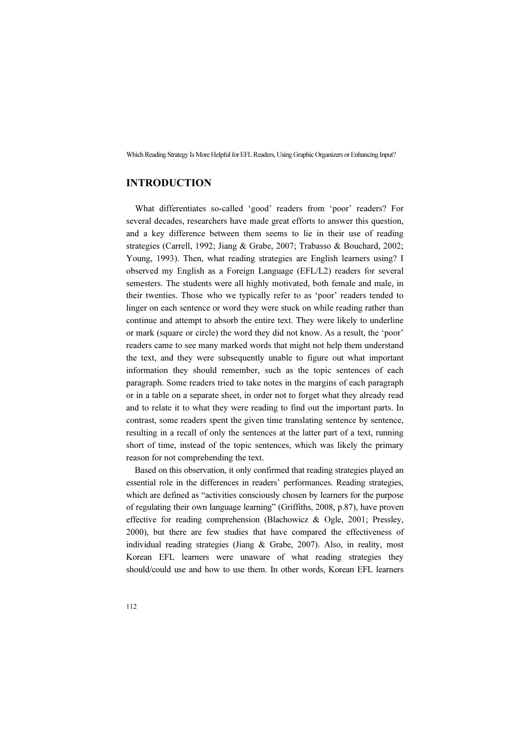## INTRODUCTION

What differentiates so-called 'good' readers from 'poor' readers? For several decades, researchers have made great efforts to answer this question, and a key difference between them seems to lie in their use of reading strategies (Carrell, 1992; Jiang & Grabe, 2007; Trabasso & Bouchard, 2002; Young, 1993). Then, what reading strategies are English learners using? I observed my English as a Foreign Language (EFL/L2) readers for several semesters. The students were all highly motivated, both female and male, in their twenties. Those who we typically refer to as 'poor' readers tended to linger on each sentence or word they were stuck on while reading rather than continue and attempt to absorb the entire text. They were likely to underline or mark (square or circle) the word they did not know. As a result, the 'poor' readers came to see many marked words that might not help them understand the text, and they were subsequently unable to figure out what important information they should remember, such as the topic sentences of each paragraph. Some readers tried to take notes in the margins of each paragraph or in a table on a separate sheet, in order not to forget what they already read and to relate it to what they were reading to find out the important parts. In contrast, some readers spent the given time translating sentence by sentence, resulting in a recall of only the sentences at the latter part of a text, running short of time, instead of the topic sentences, which was likely the primary reason for not comprehending the text.

Based on this observation, it only confirmed that reading strategies played an essential role in the differences in readers' performances. Reading strategies, which are defined as "activities consciously chosen by learners for the purpose of regulating their own language learning" (Griffiths, 2008, p.87), have proven effective for reading comprehension (Blachowicz & Ogle, 2001; Pressley, 2000), but there are few studies that have compared the effectiveness of individual reading strategies (Jiang & Grabe, 2007). Also, in reality, most Korean EFL learners were unaware of what reading strategies they should/could use and how to use them. In other words, Korean EFL learners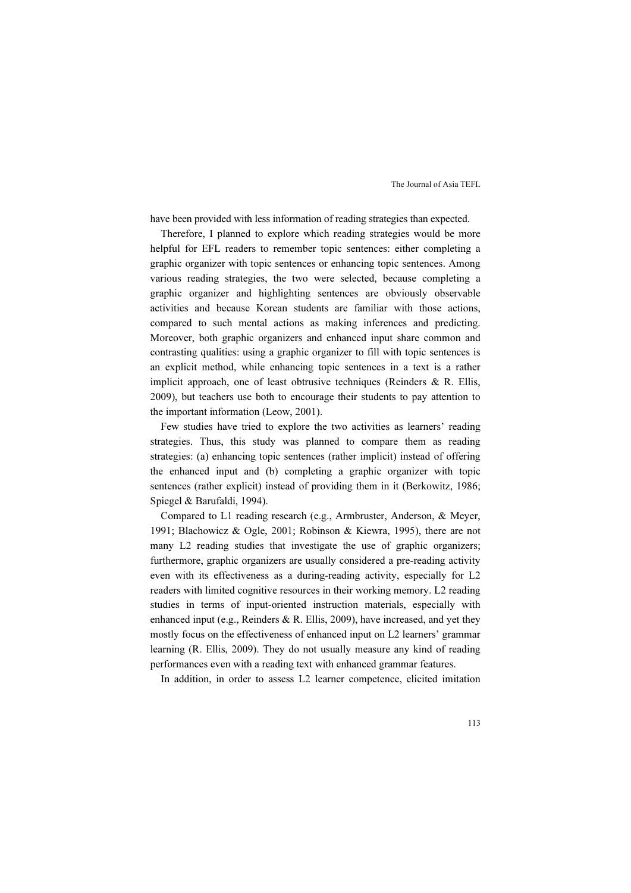have been provided with less information of reading strategies than expected.

Therefore, I planned to explore which reading strategies would be more helpful for EFL readers to remember topic sentences: either completing a graphic organizer with topic sentences or enhancing topic sentences. Among various reading strategies, the two were selected, because completing a graphic organizer and highlighting sentences are obviously observable activities and because Korean students are familiar with those actions, compared to such mental actions as making inferences and predicting. Moreover, both graphic organizers and enhanced input share common and contrasting qualities: using a graphic organizer to fill with topic sentences is an explicit method, while enhancing topic sentences in a text is a rather implicit approach, one of least obtrusive techniques (Reinders & R. Ellis, 2009), but teachers use both to encourage their students to pay attention to the important information (Leow, 2001).

Few studies have tried to explore the two activities as learners' reading strategies. Thus, this study was planned to compare them as reading strategies: (a) enhancing topic sentences (rather implicit) instead of offering the enhanced input and (b) completing a graphic organizer with topic sentences (rather explicit) instead of providing them in it (Berkowitz, 1986; Spiegel & Barufaldi, 1994).

Compared to L1 reading research (e.g., Armbruster, Anderson, & Meyer, 1991; Blachowicz & Ogle, 2001; Robinson & Kiewra, 1995), there are not many L2 reading studies that investigate the use of graphic organizers; furthermore, graphic organizers are usually considered a pre-reading activity even with its effectiveness as a during-reading activity, especially for L2 readers with limited cognitive resources in their working memory. L2 reading studies in terms of input-oriented instruction materials, especially with enhanced input (e.g., Reinders & R. Ellis, 2009), have increased, and yet they mostly focus on the effectiveness of enhanced input on L2 learners' grammar learning (R. Ellis, 2009). They do not usually measure any kind of reading performances even with a reading text with enhanced grammar features.

In addition, in order to assess L2 learner competence, elicited imitation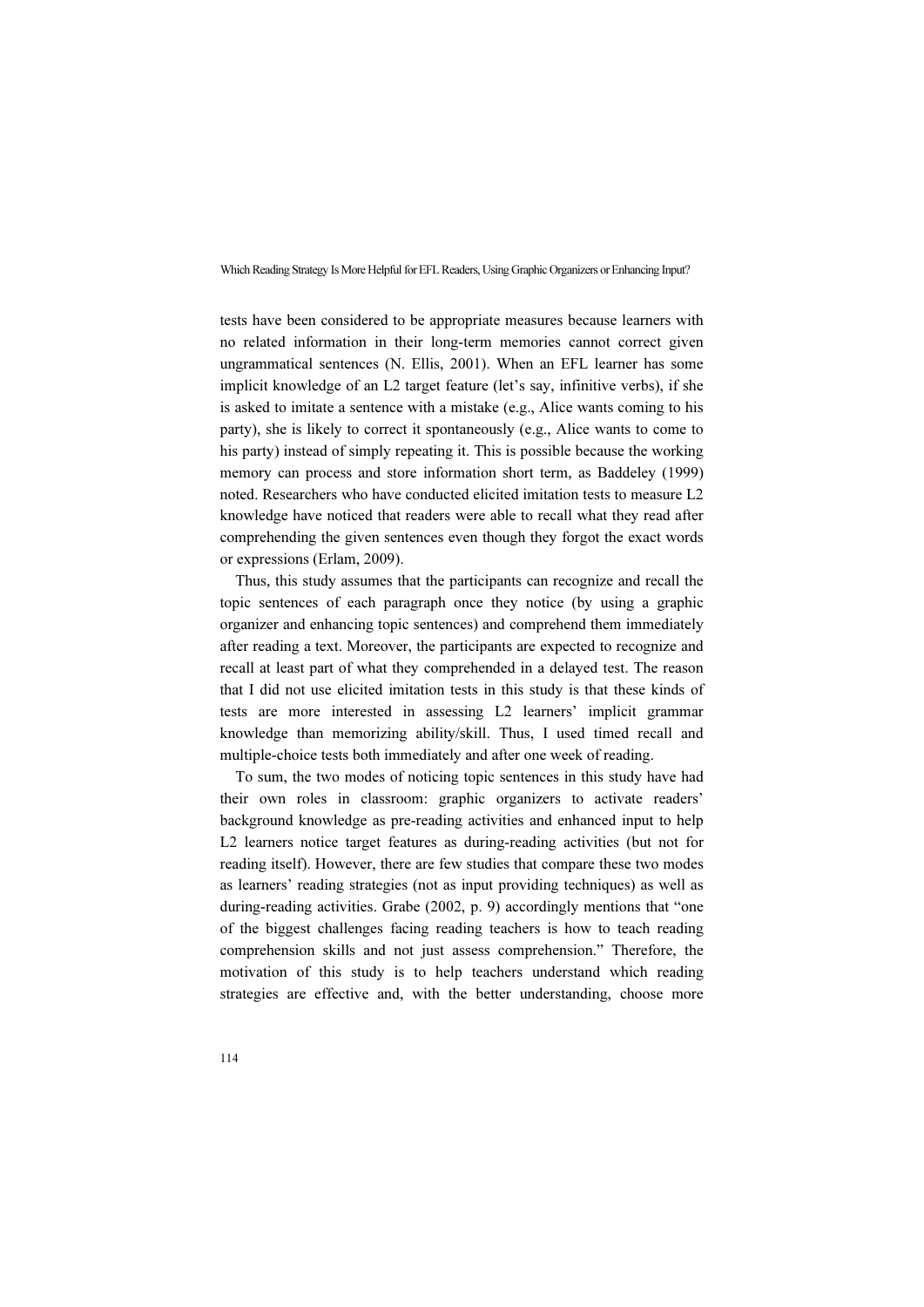tests have been considered to be appropriate measures because learners with no related information in their long-term memories cannot correct given ungrammatical sentences (N. Ellis, 2001). When an EFL learner has some implicit knowledge of an L2 target feature (let's say, infinitive verbs), if she is asked to imitate a sentence with a mistake (e.g., Alice wants coming to his party), she is likely to correct it spontaneously (e.g., Alice wants to come to his party) instead of simply repeating it. This is possible because the working memory can process and store information short term, as Baddeley (1999) noted. Researchers who have conducted elicited imitation tests to measure L2 knowledge have noticed that readers were able to recall what they read after comprehending the given sentences even though they forgot the exact words or expressions (Erlam, 2009).

Thus, this study assumes that the participants can recognize and recall the topic sentences of each paragraph once they notice (by using a graphic organizer and enhancing topic sentences) and comprehend them immediately after reading a text. Moreover, the participants are expected to recognize and recall at least part of what they comprehended in a delayed test. The reason that I did not use elicited imitation tests in this study is that these kinds of tests are more interested in assessing L2 learners' implicit grammar knowledge than memorizing ability/skill. Thus, I used timed recall and multiple-choice tests both immediately and after one week of reading.

To sum, the two modes of noticing topic sentences in this study have had their own roles in classroom: graphic organizers to activate readers' background knowledge as pre-reading activities and enhanced input to help L2 learners notice target features as during-reading activities (but not for reading itself). However, there are few studies that compare these two modes as learners' reading strategies (not as input providing techniques) as well as during-reading activities. Grabe (2002, p. 9) accordingly mentions that "one of the biggest challenges facing reading teachers is how to teach reading comprehension skills and not just assess comprehension." Therefore, the motivation of this study is to help teachers understand which reading strategies are effective and, with the better understanding, choose more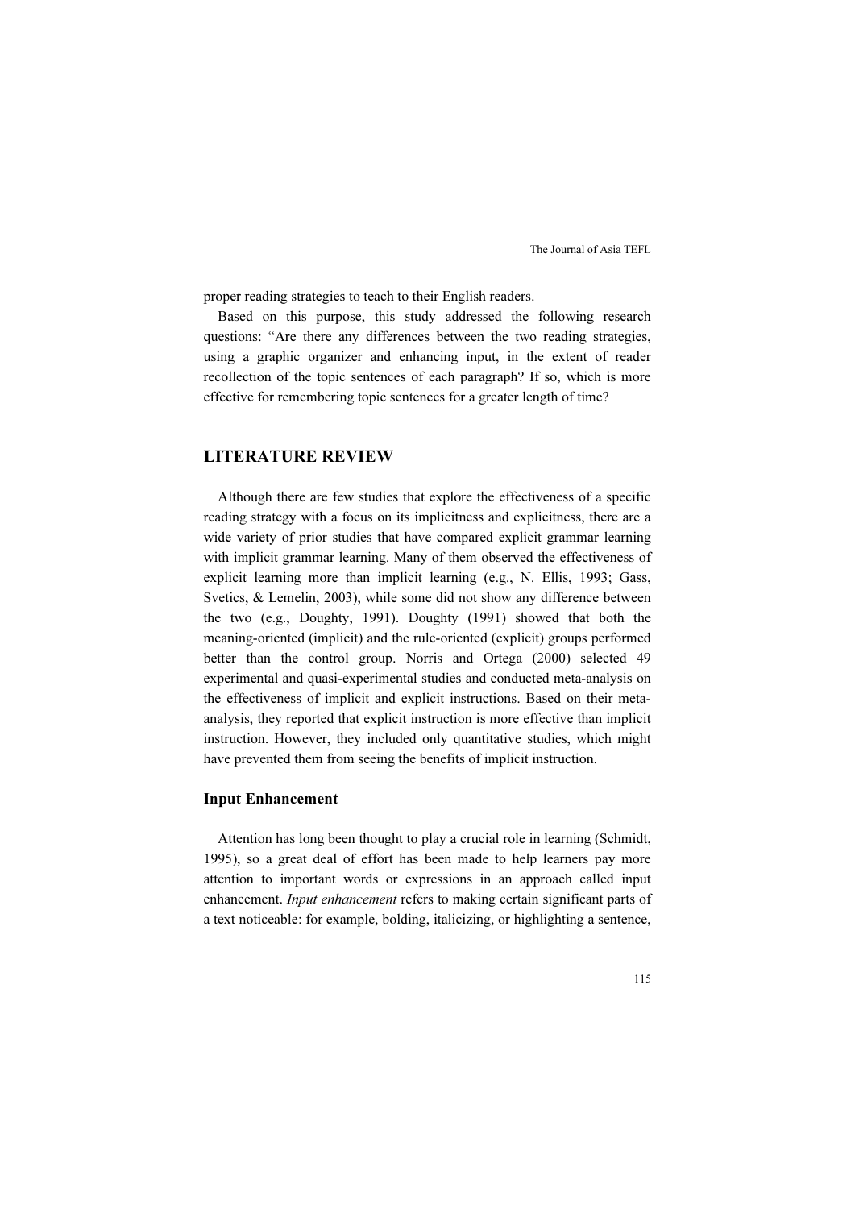proper reading strategies to teach to their English readers.

Based on this purpose, this study addressed the following research questions: "Are there any differences between the two reading strategies, using a graphic organizer and enhancing input, in the extent of reader recollection of the topic sentences of each paragraph? If so, which is more effective for remembering topic sentences for a greater length of time?

## LITERATURE REVIEW

Although there are few studies that explore the effectiveness of a specific reading strategy with a focus on its implicitness and explicitness, there are a wide variety of prior studies that have compared explicit grammar learning with implicit grammar learning. Many of them observed the effectiveness of explicit learning more than implicit learning (e.g., N. Ellis, 1993; Gass, Svetics, & Lemelin, 2003), while some did not show any difference between the two (e.g., Doughty, 1991). Doughty (1991) showed that both the meaning-oriented (implicit) and the rule-oriented (explicit) groups performed better than the control group. Norris and Ortega (2000) selected 49 experimental and quasi-experimental studies and conducted meta-analysis on the effectiveness of implicit and explicit instructions. Based on their meta-analysis, they reported that explicit instruction is more effective than implicit instruction. However, they included only quantitative studies, which might have prevented them from seeing the benefits of implicit instruction.

### Input Enhancement

Attention has long been thought to play a crucial role in learning (Schmidt, 1995), so a great deal of effort has been made to help learners pay more attention to important words or expressions in an approach called input enhancement. *Input enhancement* refers to making certain significant parts of a text noticeable: for example, bolding, italicizing, or highlighting a sentence,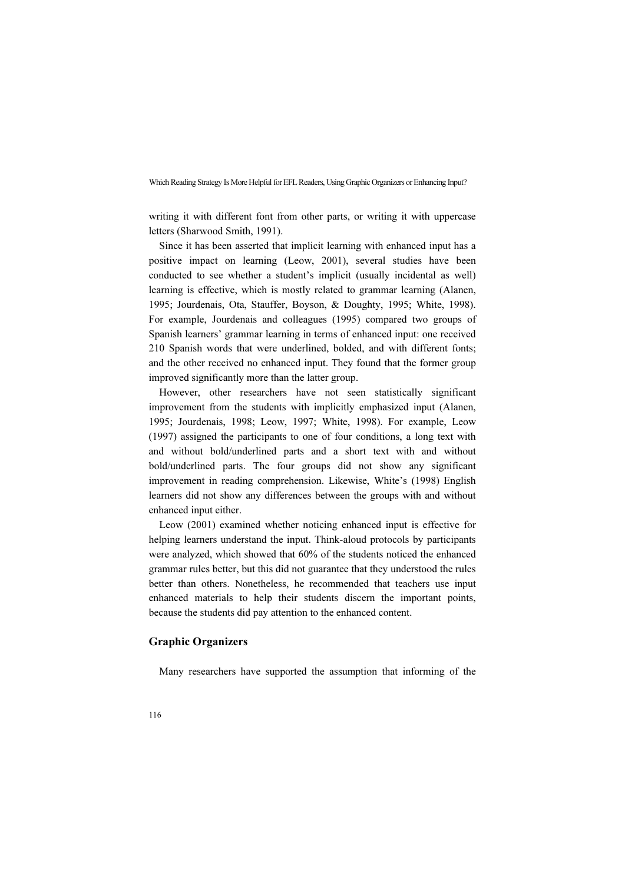writing it with different font from other parts, or writing it with uppercase letters (Sharwood Smith, 1991).

Since it has been asserted that implicit learning with enhanced input has a positive impact on learning (Leow, 2001), several studies have been conducted to see whether a student's implicit (usually incidental as well) learning is effective, which is mostly related to grammar learning (Alanen, 1995; Jourdenais, Ota, Stauffer, Boyson, & Doughty, 1995; White, 1998). For example, Jourdenais and colleagues (1995) compared two groups of Spanish learners' grammar learning in terms of enhanced input: one received 210 Spanish words that were underlined, bolded, and with different fonts; and the other received no enhanced input. They found that the former group improved significantly more than the latter group.

However, other researchers have not seen statistically significant improvement from the students with implicitly emphasized input (Alanen, 1995; Jourdenais, 1998; Leow, 1997; White, 1998). For example, Leow (1997) assigned the participants to one of four conditions, a long text with and without bold/underlined parts and a short text with and without bold/underlined parts. The four groups did not show any significant improvement in reading comprehension. Likewise, White's (1998) English learners did not show any differences between the groups with and without enhanced input either.

Leow (2001) examined whether noticing enhanced input is effective for helping learners understand the input. Think-aloud protocols by participants were analyzed, which showed that 60% of the students noticed the enhanced grammar rules better, but this did not guarantee that they understood the rules better than others. Nonetheless, he recommended that teachers use input enhanced materials to help their students discern the important points, because the students did pay attention to the enhanced content.

### Graphic Organizers

Many researchers have supported the assumption that informing of the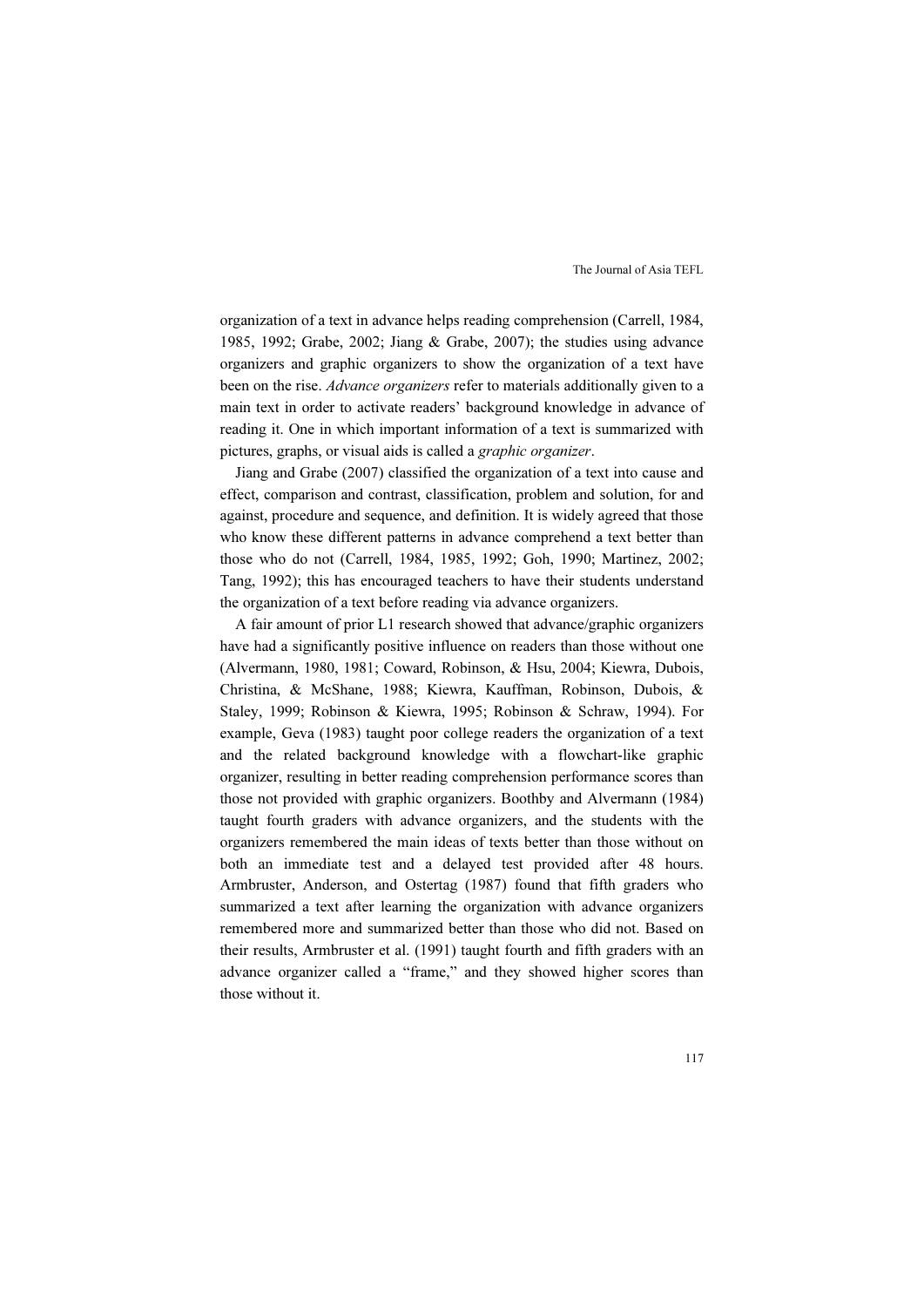organization of a text in advance helps reading comprehension (Carrell, 1984, 1985, 1992; Grabe, 2002; Jiang & Grabe, 2007); the studies using advance organizers and graphic organizers to show the organization of a text have been on the rise. *Advance organizers* refer to materials additionally given to a main text in order to activate readers' background knowledge in advance of reading it. One in which important information of a text is summarized with pictures, graphs, or visual aids is called a *graphic organizer*.

Jiang and Grabe (2007) classified the organization of a text into cause and effect, comparison and contrast, classification, problem and solution, for and against, procedure and sequence, and definition. It is widely agreed that those who know these different patterns in advance comprehend a text better than those who do not (Carrell, 1984, 1985, 1992; Goh, 1990; Martinez, 2002; Tang, 1992); this has encouraged teachers to have their students understand the organization of a text before reading via advance organizers.

A fair amount of prior L1 research showed that advance/graphic organizers have had a significantly positive influence on readers than those without one (Alvermann, 1980, 1981; Coward, Robinson, & Hsu, 2004; Kiewra, Dubois, Christina, & McShane, 1988; Kiewra, Kauffman, Robinson, Dubois, & Staley, 1999; Robinson & Kiewra, 1995; Robinson & Schraw, 1994). For example, Geva (1983) taught poor college readers the organization of a text and the related background knowledge with a flowchart-like graphic organizer, resulting in better reading comprehension performance scores than those not provided with graphic organizers. Boothby and Alvermann (1984) taught fourth graders with advance organizers, and the students with the organizers remembered the main ideas of texts better than those without on both an immediate test and a delayed test provided after 48 hours. Armbruster, Anderson, and Ostertag (1987) found that fifth graders who summarized a text after learning the organization with advance organizers remembered more and summarized better than those who did not. Based on their results, Armbruster et al. (1991) taught fourth and fifth graders with an advance organizer called a "frame," and they showed higher scores than those without it.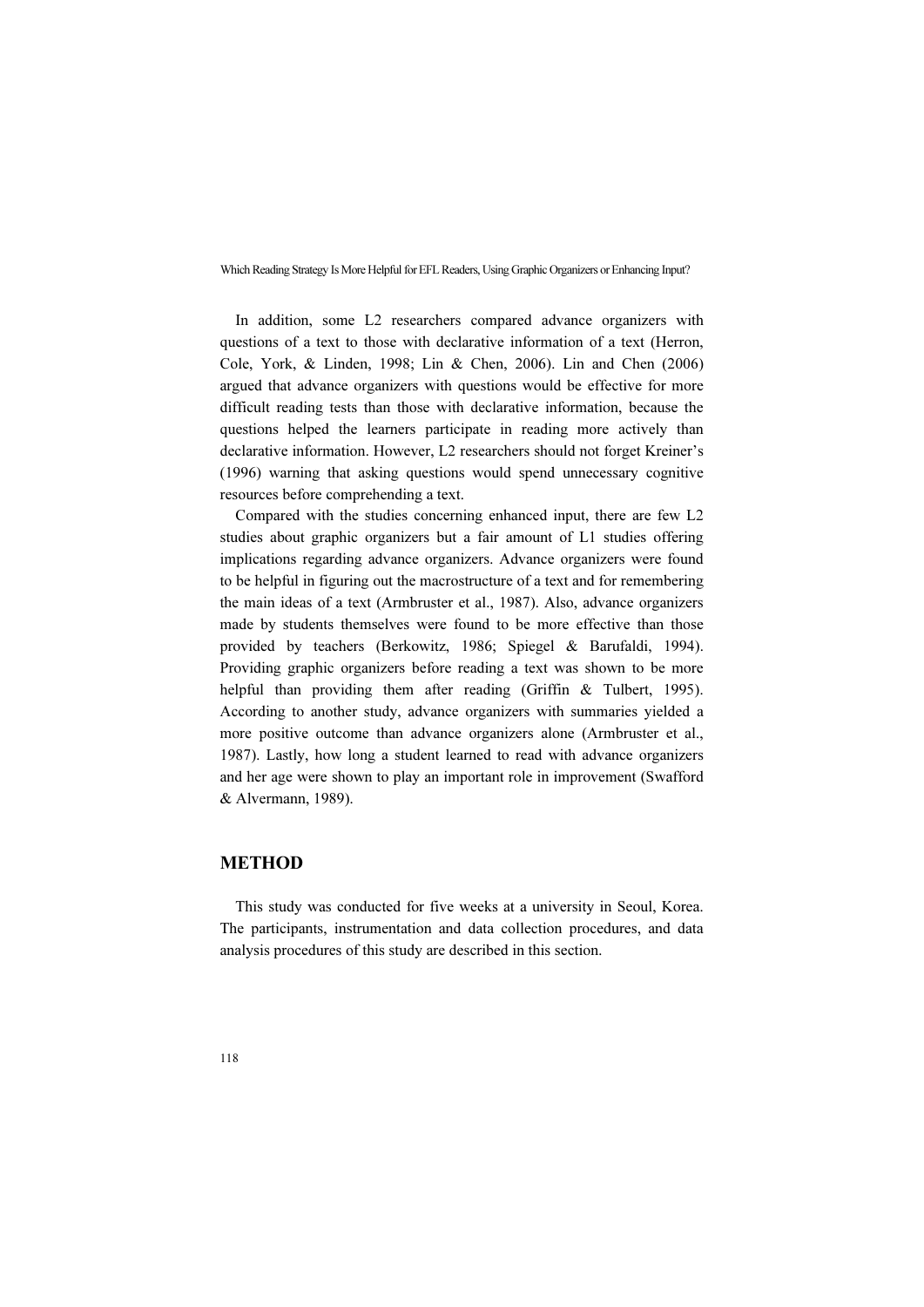In addition, some L2 researchers compared advance organizers with questions of a text to those with declarative information of a text (Herron, Cole, York, & Linden, 1998; Lin & Chen, 2006). Lin and Chen (2006) argued that advance organizers with questions would be effective for more difficult reading tests than those with declarative information, because the questions helped the learners participate in reading more actively than declarative information. However, L2 researchers should not forget Kreiner's (1996) warning that asking questions would spend unnecessary cognitive resources before comprehending a text.

Compared with the studies concerning enhanced input, there are few L2 studies about graphic organizers but a fair amount of L1 studies offering implications regarding advance organizers. Advance organizers were found to be helpful in figuring out the macrostructure of a text and for remembering the main ideas of a text (Armbruster et al., 1987). Also, advance organizers made by students themselves were found to be more effective than those provided by teachers (Berkowitz, 1986; Spiegel & Barufaldi, 1994). Providing graphic organizers before reading a text was shown to be more helpful than providing them after reading (Griffin & Tulbert, 1995). According to another study, advance organizers with summaries yielded a more positive outcome than advance organizers alone (Armbruster et al., 1987). Lastly, how long a student learned to read with advance organizers and her age were shown to play an important role in improvement (Swafford & Alvermann, 1989).

## METHOD

This study was conducted for five weeks at a university in Seoul, Korea. The participants, instrumentation and data collection procedures, and data analysis procedures of this study are described in this section.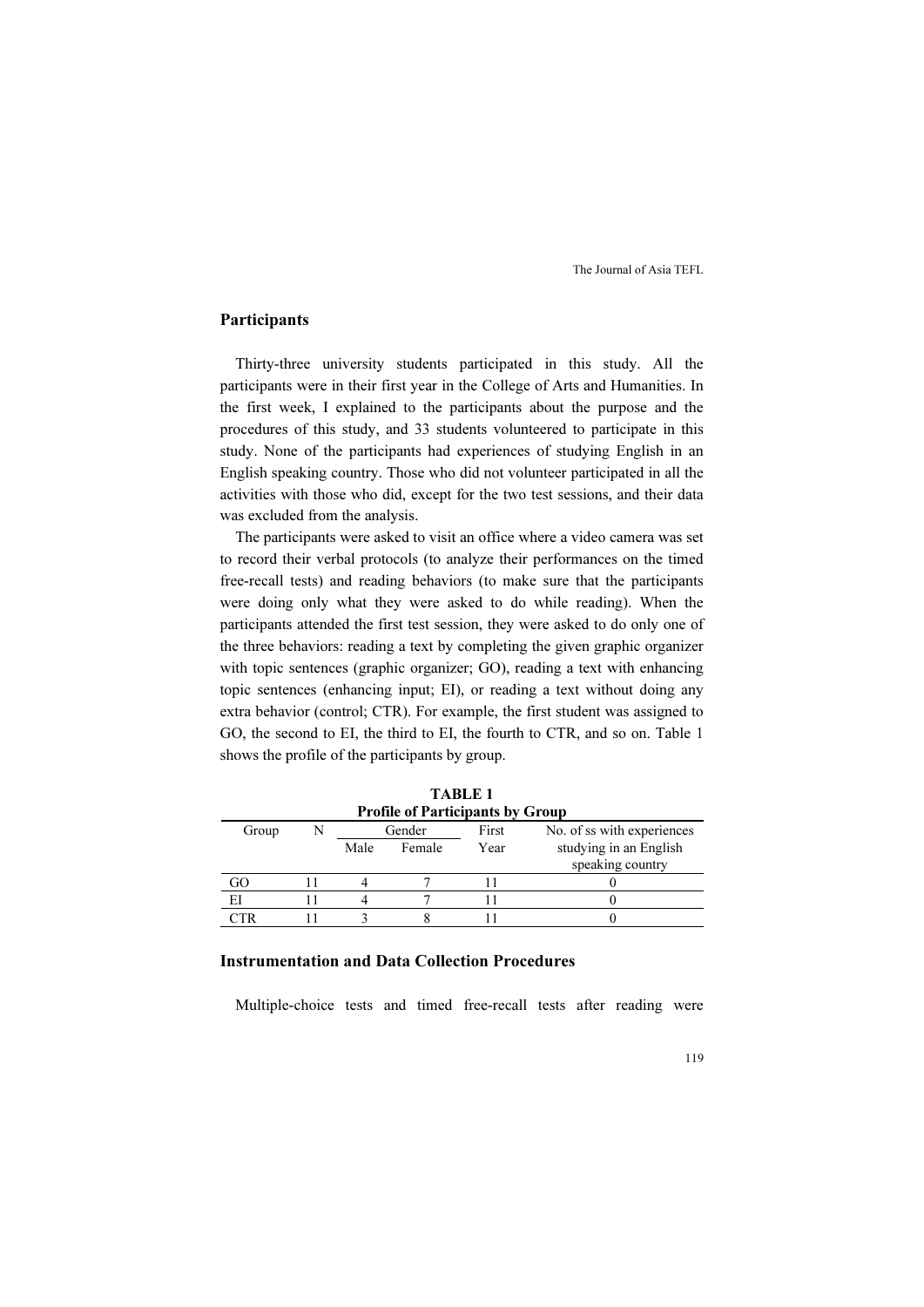## Participants

Thirty-three university students participated in this study. All the participants were in their first year in the College of Arts and Humanities. In the first week, I explained to the participants about the purpose and the procedures of this study, and 33 students volunteered to participate in this study. None of the participants had experiences of studying English in an English speaking country. Those who did not volunteer participated in all the activities with those who did, except for the two test sessions, and their data was excluded from the analysis.

The participants were asked to visit an office where a video camera was set to record their verbal protocols (to analyze their performances on the timed free-recall tests) and reading behaviors (to make sure that the participants were doing only what they were asked to do while reading). When the participants attended the first test session, they were asked to do only one of the three behaviors: reading a text by completing the given graphic organizer with topic sentences (graphic organizer; GO), reading a text with enhancing topic sentences (enhancing input; EI), or reading a text without doing any extra behavior (control; CTR). For example, the first student was assigned to GO, the second to EI, the third to EI, the fourth to CTR, and so on. Table 1 shows the profile of the participants by group.

**TABLE 1**
**Profile of Participants by Group**

| Group | N | Gender | | First Year | No. of ss with experiences studying in an English speaking country |
|---|---|---|---|---|---|
| | | Male | Female | | |
| GO | 11 | 4 | 7 | 11 | 0 |
| EI | 11 | 4 | 7 | 11 | 0 |
| CTR | 11 | 3 | 8 | 11 | 0 |

## Instrumentation and Data Collection Procedures

Multiple-choice tests and timed free-recall tests after reading were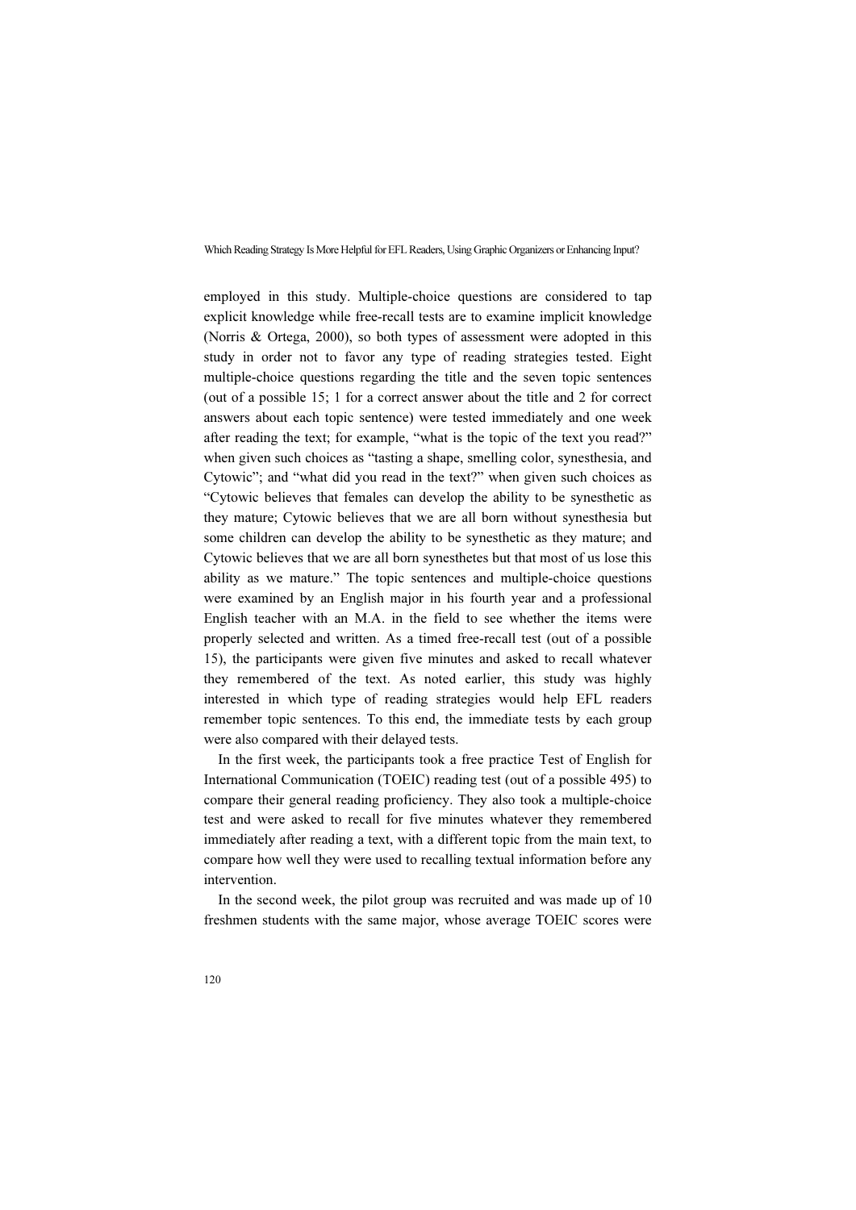employed in this study. Multiple-choice questions are considered to tap explicit knowledge while free-recall tests are to examine implicit knowledge (Norris & Ortega, 2000), so both types of assessment were adopted in this study in order not to favor any type of reading strategies tested. Eight multiple-choice questions regarding the title and the seven topic sentences (out of a possible 15; 1 for a correct answer about the title and 2 for correct answers about each topic sentence) were tested immediately and one week after reading the text; for example, "what is the topic of the text you read?" when given such choices as "tasting a shape, smelling color, synesthesia, and Cytowic"; and "what did you read in the text?" when given such choices as "Cytowic believes that females can develop the ability to be synesthetic as they mature; Cytowic believes that we are all born without synesthesia but some children can develop the ability to be synesthetic as they mature; and Cytowic believes that we are all born synesthetes but that most of us lose this ability as we mature." The topic sentences and multiple-choice questions were examined by an English major in his fourth year and a professional English teacher with an M.A. in the field to see whether the items were properly selected and written. As a timed free-recall test (out of a possible 15), the participants were given five minutes and asked to recall whatever they remembered of the text. As noted earlier, this study was highly interested in which type of reading strategies would help EFL readers remember topic sentences. To this end, the immediate tests by each group were also compared with their delayed tests.

In the first week, the participants took a free practice Test of English for International Communication (TOEIC) reading test (out of a possible 495) to compare their general reading proficiency. They also took a multiple-choice test and were asked to recall for five minutes whatever they remembered immediately after reading a text, with a different topic from the main text, to compare how well they were used to recalling textual information before any intervention.

In the second week, the pilot group was recruited and was made up of 10 freshmen students with the same major, whose average TOEIC scores were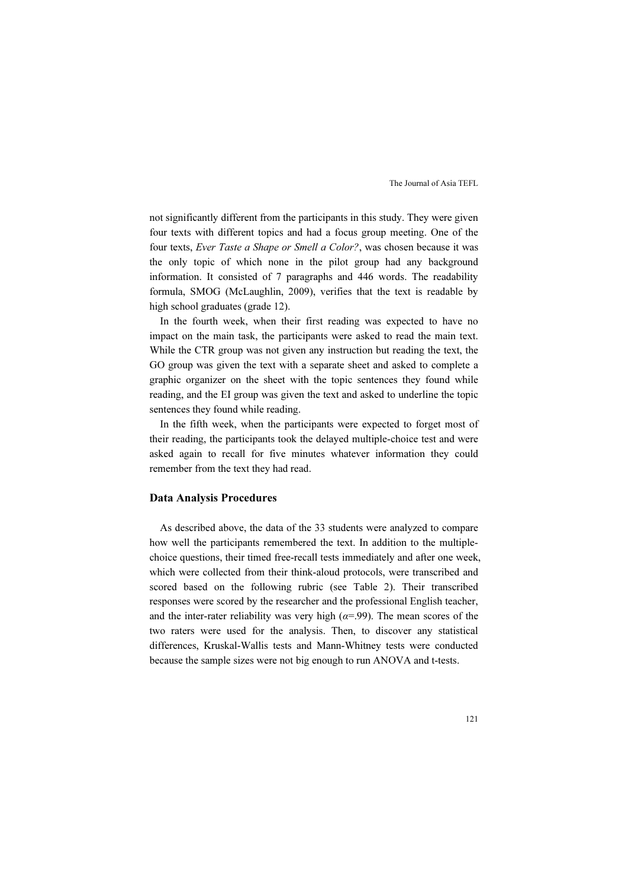not significantly different from the participants in this study. They were given four texts with different topics and had a focus group meeting. One of the four texts, *Ever Taste a Shape or Smell a Color?*, was chosen because it was the only topic of which none in the pilot group had any background information. It consisted of 7 paragraphs and 446 words. The readability formula, SMOG (McLaughlin, 2009), verifies that the text is readable by high school graduates (grade 12).

In the fourth week, when their first reading was expected to have no impact on the main task, the participants were asked to read the main text. While the CTR group was not given any instruction but reading the text, the GO group was given the text with a separate sheet and asked to complete a graphic organizer on the sheet with the topic sentences they found while reading, and the EI group was given the text and asked to underline the topic sentences they found while reading.

In the fifth week, when the participants were expected to forget most of their reading, the participants took the delayed multiple-choice test and were asked again to recall for five minutes whatever information they could remember from the text they had read.

### Data Analysis Procedures

As described above, the data of the 33 students were analyzed to compare how well the participants remembered the text. In addition to the multiple-choice questions, their timed free-recall tests immediately and after one week, which were collected from their think-aloud protocols, were transcribed and scored based on the following rubric (see Table 2). Their transcribed responses were scored by the researcher and the professional English teacher, and the inter-rater reliability was very high ($\alpha$=.99). The mean scores of the two raters were used for the analysis. Then, to discover any statistical differences, Kruskal-Wallis tests and Mann-Whitney tests were conducted because the sample sizes were not big enough to run ANOVA and t-tests.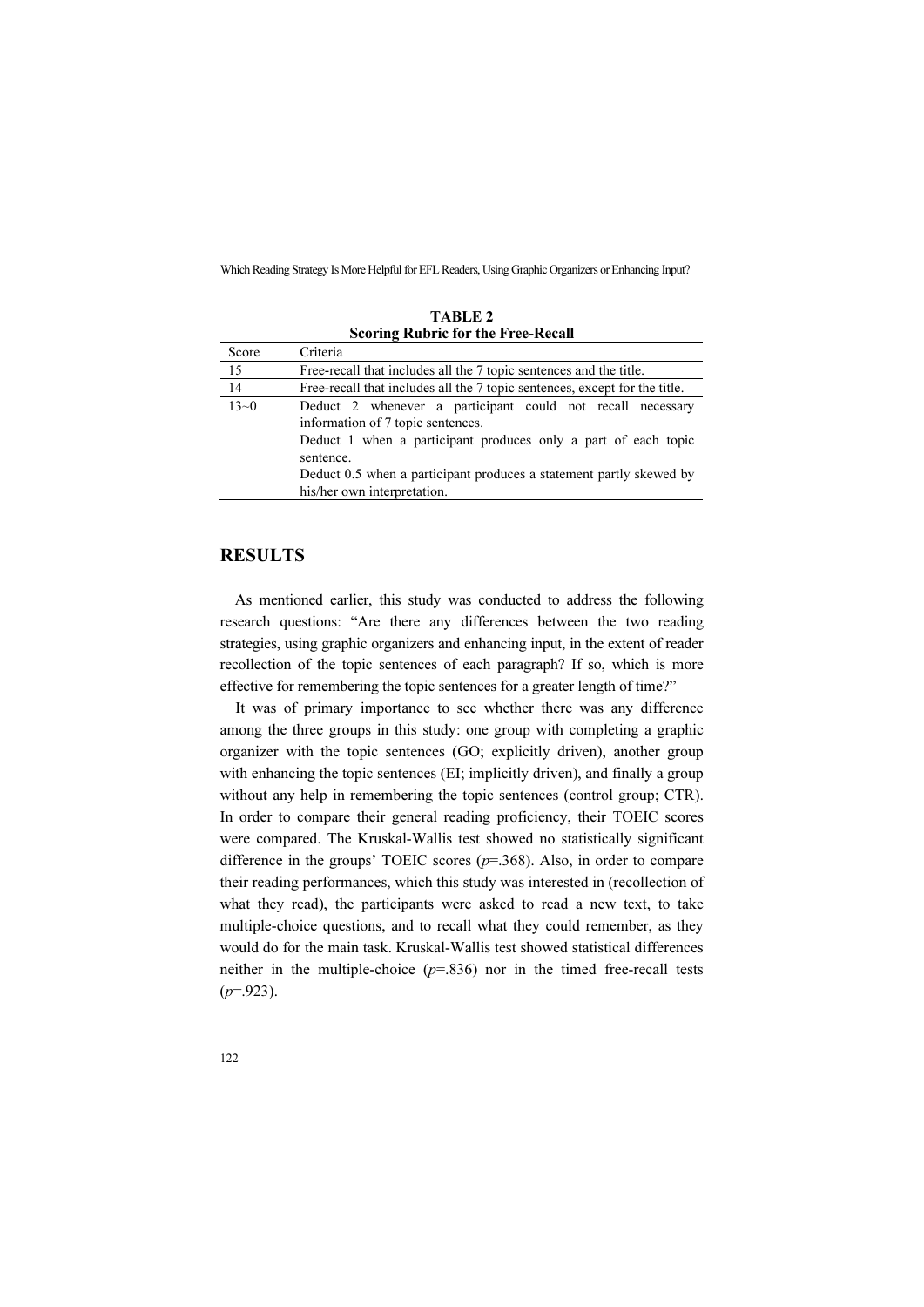**TABLE 2**
**Scoring Rubric for the Free-Recall**

| Score | Criteria |
| --- | --- |
| 15 | Free-recall that includes all the 7 topic sentences and the title. |
| 14 | Free-recall that includes all the 7 topic sentences, except for the title. |
| 13~0 | Deduct 2 whenever a participant could not recall necessary information of 7 topic sentences.<br>Deduct 1 when a participant produces only a part of each topic sentence.<br>Deduct 0.5 when a participant produces a statement partly skewed by his/her own interpretation. |

## RESULTS

As mentioned earlier, this study was conducted to address the following research questions: "Are there any differences between the two reading strategies, using graphic organizers and enhancing input, in the extent of reader recollection of the topic sentences of each paragraph? If so, which is more effective for remembering the topic sentences for a greater length of time?"

It was of primary importance to see whether there was any difference among the three groups in this study: one group with completing a graphic organizer with the topic sentences (GO; explicitly driven), another group with enhancing the topic sentences (EI; implicitly driven), and finally a group without any help in remembering the topic sentences (control group; CTR). In order to compare their general reading proficiency, their TOEIC scores were compared. The Kruskal-Wallis test showed no statistically significant difference in the groups' TOEIC scores ($p$=.368). Also, in order to compare their reading performances, which this study was interested in (recollection of what they read), the participants were asked to read a new text, to take multiple-choice questions, and to recall what they could remember, as they would do for the main task. Kruskal-Wallis test showed statistical differences neither in the multiple-choice ($p$=.836) nor in the timed free-recall tests ($p$=.923).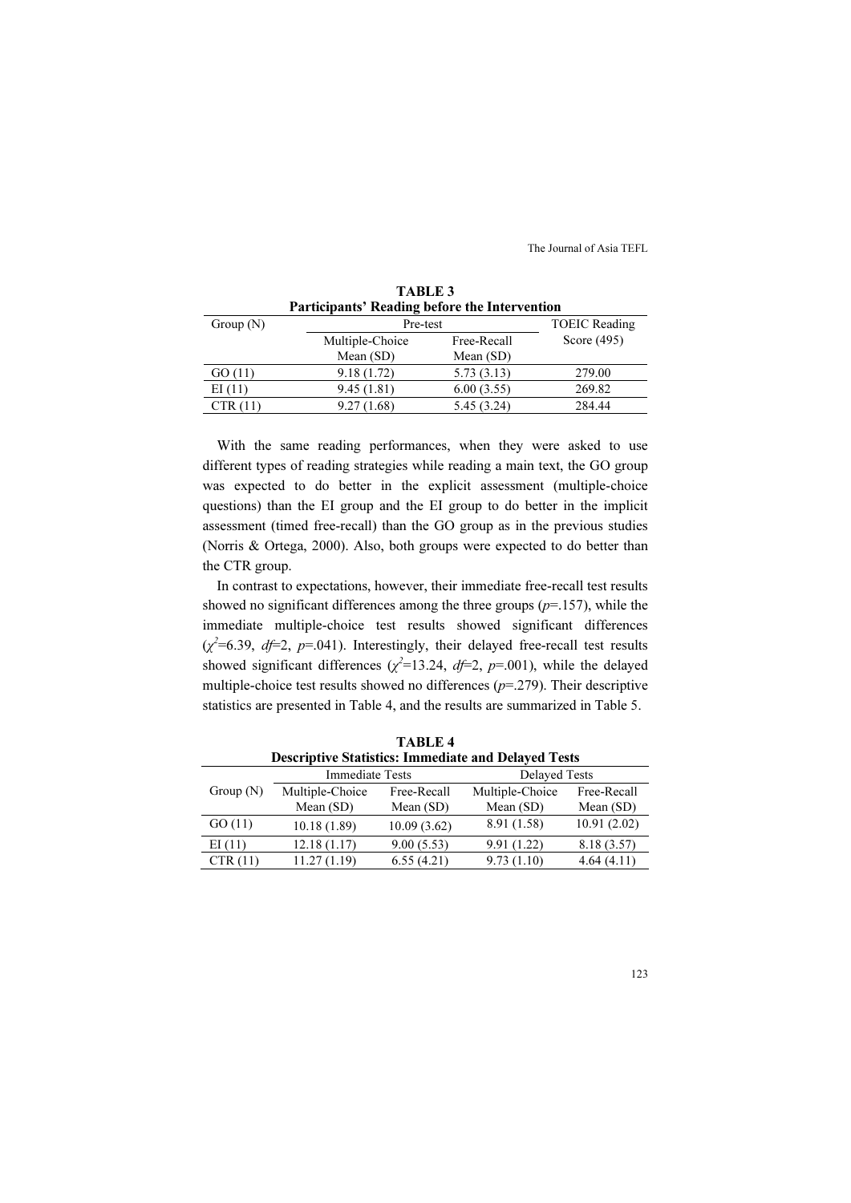**TABLE 3**
**Participants' Reading before the Intervention**

| Group (N) | Pre-test | | TOEIC Reading Score (495) |
|---|---|---|---|
| | Multiple-Choice Mean (SD) | Free-Recall Mean (SD) | |
| GO (11) | 9.18 (1.72) | 5.73 (3.13) | 279.00 |
| EI (11) | 9.45 (1.81) | 6.00 (3.55) | 269.82 |
| CTR (11) | 9.27 (1.68) | 5.45 (3.24) | 284.44 |

With the same reading performances, when they were asked to use different types of reading strategies while reading a main text, the GO group was expected to do better in the explicit assessment (multiple-choice questions) than the EI group and the EI group to do better in the implicit assessment (timed free-recall) than the GO group as in the previous studies (Norris & Ortega, 2000). Also, both groups were expected to do better than the CTR group.

In contrast to expectations, however, their immediate free-recall test results showed no significant differences among the three groups ($p$=.157), while the immediate multiple-choice test results showed significant differences ($\chi^2$=6.39, $df$=2, $p$=.041). Interestingly, their delayed free-recall test results showed significant differences ($\chi^2$=13.24, $df$=2, $p$=.001), while the delayed multiple-choice test results showed no differences ($p$=.279). Their descriptive statistics are presented in Table 4, and the results are summarized in Table 5.

**TABLE 4**
**Descriptive Statistics: Immediate and Delayed Tests**

| Group (N) | Immediate Tests | | Delayed Tests | |
|---|---|---|---|---|
| | Multiple-Choice Mean (SD) | Free-Recall Mean (SD) | Multiple-Choice Mean (SD) | Free-Recall Mean (SD) |
| GO (11) | 10.18 (1.89) | 10.09 (3.62) | 8.91 (1.58) | 10.91 (2.02) |
| EI (11) | 12.18 (1.17) | 9.00 (5.53) | 9.91 (1.22) | 8.18 (3.57) |
| CTR (11) | 11.27 (1.19) | 6.55 (4.21) | 9.73 (1.10) | 4.64 (4.11) |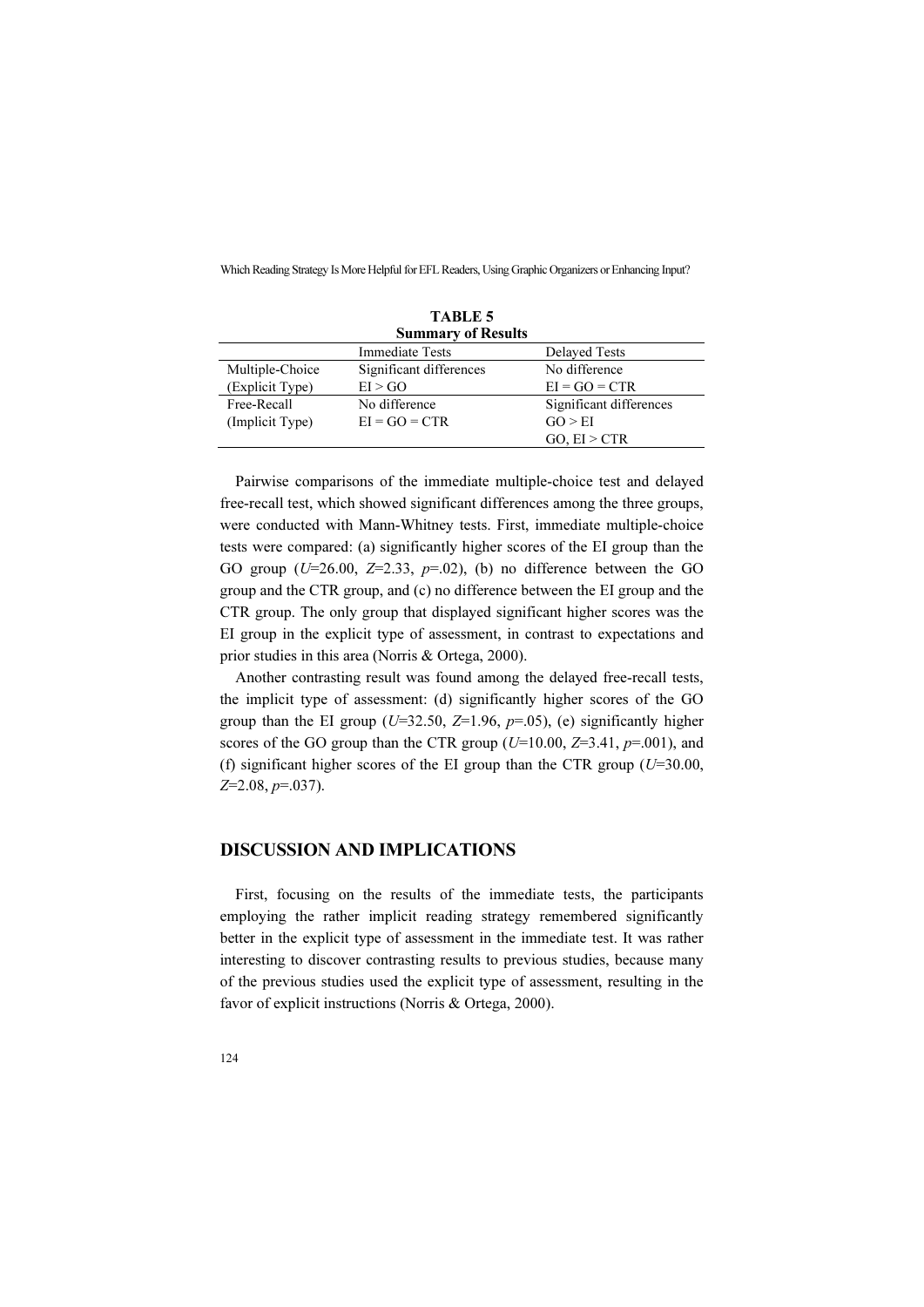**TABLE 5**
**Summary of Results**

| | Immediate Tests | Delayed Tests |
|---|---|---|
| Multiple-Choice (Explicit Type) | Significant differences EI > GO | No difference EI = GO = CTR |
| Free-Recall (Implicit Type) | No difference EI = GO = CTR | Significant differences GO > EI GO, EI > CTR |

Pairwise comparisons of the immediate multiple-choice test and delayed free-recall test, which showed significant differences among the three groups, were conducted with Mann-Whitney tests. First, immediate multiple-choice tests were compared: (a) significantly higher scores of the EI group than the GO group ($U$=26.00, $Z$=2.33, $p$=.02), (b) no difference between the GO group and the CTR group, and (c) no difference between the EI group and the CTR group. The only group that displayed significant higher scores was the EI group in the explicit type of assessment, in contrast to expectations and prior studies in this area (Norris & Ortega, 2000).

Another contrasting result was found among the delayed free-recall tests, the implicit type of assessment: (d) significantly higher scores of the GO group than the EI group ($U$=32.50, $Z$=1.96, $p$=.05), (e) significantly higher scores of the GO group than the CTR group ($U$=10.00, $Z$=3.41, $p$=.001), and (f) significant higher scores of the EI group than the CTR group ($U$=30.00, $Z$=2.08, $p$=.037).

## DISCUSSION AND IMPLICATIONS

First, focusing on the results of the immediate tests, the participants employing the rather implicit reading strategy remembered significantly better in the explicit type of assessment in the immediate test. It was rather interesting to discover contrasting results to previous studies, because many of the previous studies used the explicit type of assessment, resulting in the favor of explicit instructions (Norris & Ortega, 2000).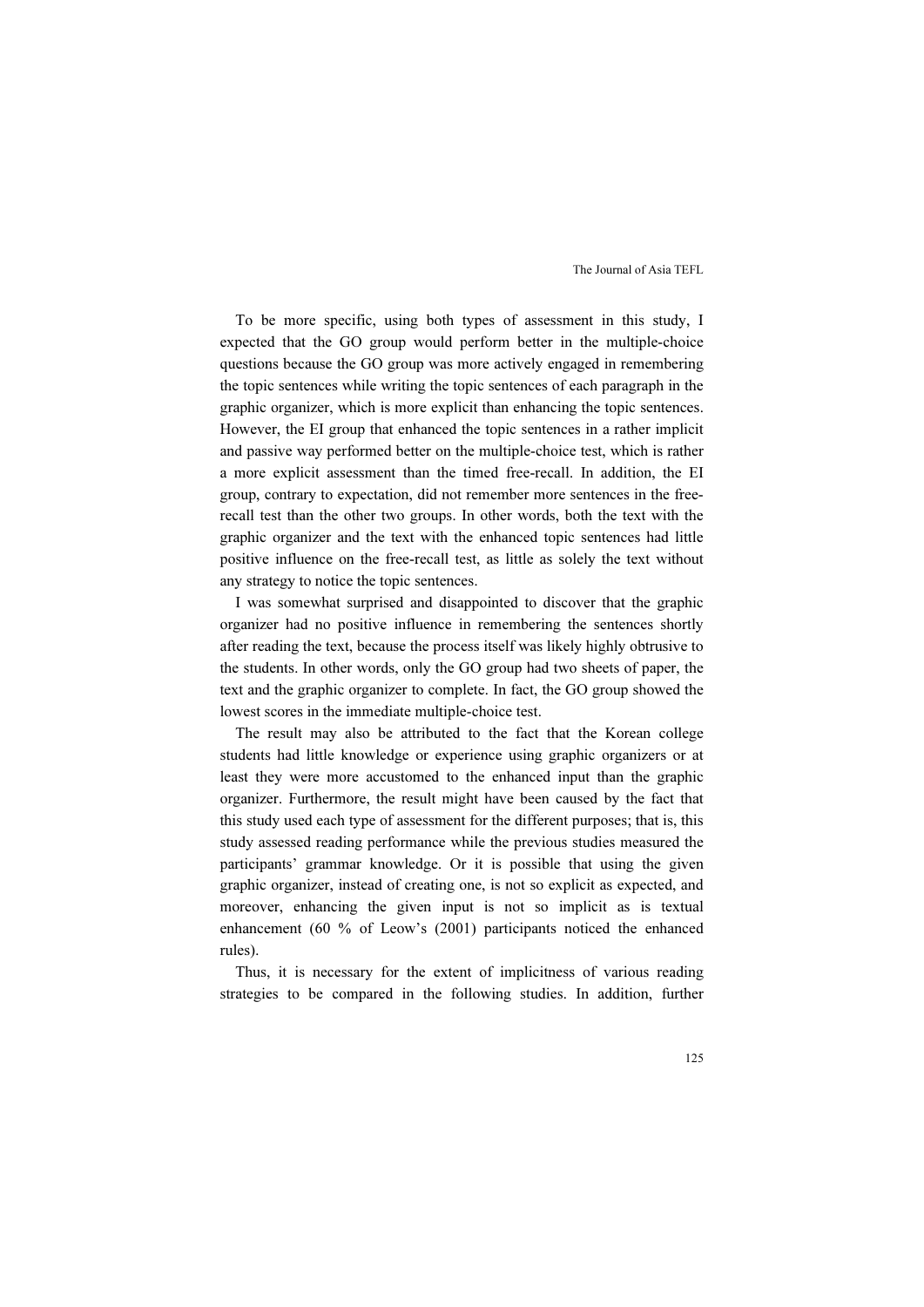To be more specific, using both types of assessment in this study, I expected that the GO group would perform better in the multiple-choice questions because the GO group was more actively engaged in remembering the topic sentences while writing the topic sentences of each paragraph in the graphic organizer, which is more explicit than enhancing the topic sentences. However, the EI group that enhanced the topic sentences in a rather implicit and passive way performed better on the multiple-choice test, which is rather a more explicit assessment than the timed free-recall. In addition, the EI group, contrary to expectation, did not remember more sentences in the free-recall test than the other two groups. In other words, both the text with the graphic organizer and the text with the enhanced topic sentences had little positive influence on the free-recall test, as little as solely the text without any strategy to notice the topic sentences.

I was somewhat surprised and disappointed to discover that the graphic organizer had no positive influence in remembering the sentences shortly after reading the text, because the process itself was likely highly obtrusive to the students. In other words, only the GO group had two sheets of paper, the text and the graphic organizer to complete. In fact, the GO group showed the lowest scores in the immediate multiple-choice test.

The result may also be attributed to the fact that the Korean college students had little knowledge or experience using graphic organizers or at least they were more accustomed to the enhanced input than the graphic organizer. Furthermore, the result might have been caused by the fact that this study used each type of assessment for the different purposes; that is, this study assessed reading performance while the previous studies measured the participants' grammar knowledge. Or it is possible that using the given graphic organizer, instead of creating one, is not so explicit as expected, and moreover, enhancing the given input is not so implicit as is textual enhancement (60 % of Leow's (2001) participants noticed the enhanced rules).

Thus, it is necessary for the extent of implicitness of various reading strategies to be compared in the following studies. In addition, further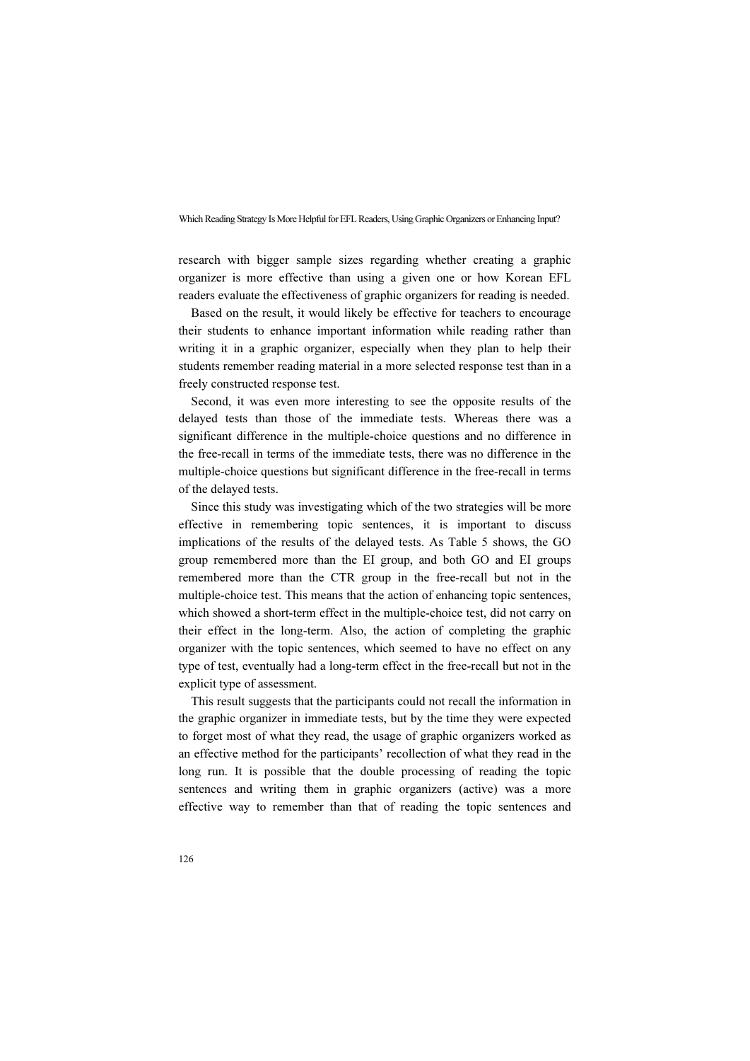research with bigger sample sizes regarding whether creating a graphic organizer is more effective than using a given one or how Korean EFL readers evaluate the effectiveness of graphic organizers for reading is needed.

Based on the result, it would likely be effective for teachers to encourage their students to enhance important information while reading rather than writing it in a graphic organizer, especially when they plan to help their students remember reading material in a more selected response test than in a freely constructed response test.

Second, it was even more interesting to see the opposite results of the delayed tests than those of the immediate tests. Whereas there was a significant difference in the multiple-choice questions and no difference in the free-recall in terms of the immediate tests, there was no difference in the multiple-choice questions but significant difference in the free-recall in terms of the delayed tests.

Since this study was investigating which of the two strategies will be more effective in remembering topic sentences, it is important to discuss implications of the results of the delayed tests. As Table 5 shows, the GO group remembered more than the EI group, and both GO and EI groups remembered more than the CTR group in the free-recall but not in the multiple-choice test. This means that the action of enhancing topic sentences, which showed a short-term effect in the multiple-choice test, did not carry on their effect in the long-term. Also, the action of completing the graphic organizer with the topic sentences, which seemed to have no effect on any type of test, eventually had a long-term effect in the free-recall but not in the explicit type of assessment.

This result suggests that the participants could not recall the information in the graphic organizer in immediate tests, but by the time they were expected to forget most of what they read, the usage of graphic organizers worked as an effective method for the participants' recollection of what they read in the long run. It is possible that the double processing of reading the topic sentences and writing them in graphic organizers (active) was a more effective way to remember than that of reading the topic sentences and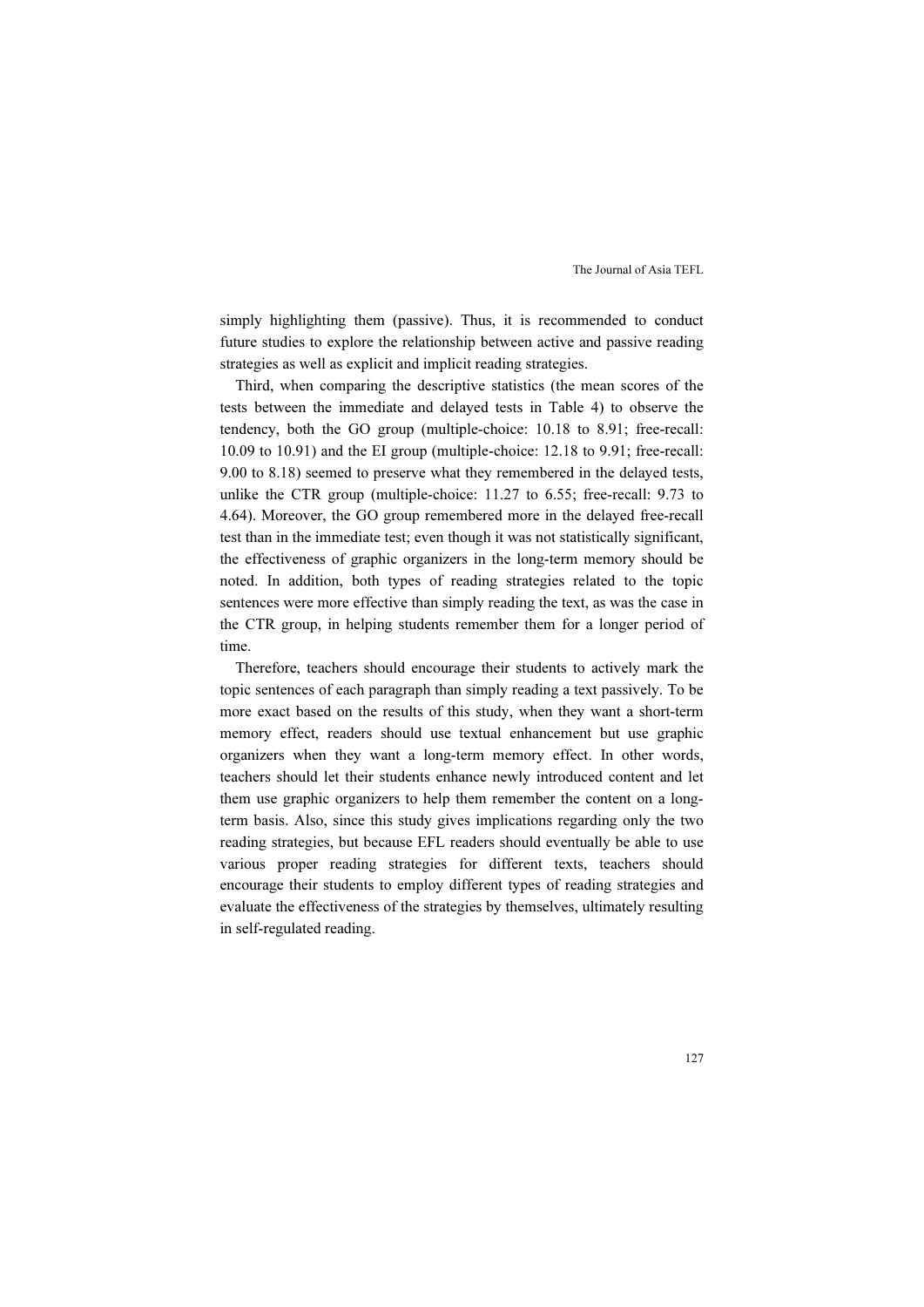simply highlighting them (passive). Thus, it is recommended to conduct future studies to explore the relationship between active and passive reading strategies as well as explicit and implicit reading strategies.

Third, when comparing the descriptive statistics (the mean scores of the tests between the immediate and delayed tests in Table 4) to observe the tendency, both the GO group (multiple-choice: 10.18 to 8.91; free-recall: 10.09 to 10.91) and the EI group (multiple-choice: 12.18 to 9.91; free-recall: 9.00 to 8.18) seemed to preserve what they remembered in the delayed tests, unlike the CTR group (multiple-choice: 11.27 to 6.55; free-recall: 9.73 to 4.64). Moreover, the GO group remembered more in the delayed free-recall test than in the immediate test; even though it was not statistically significant, the effectiveness of graphic organizers in the long-term memory should be noted. In addition, both types of reading strategies related to the topic sentences were more effective than simply reading the text, as was the case in the CTR group, in helping students remember them for a longer period of time.

Therefore, teachers should encourage their students to actively mark the topic sentences of each paragraph than simply reading a text passively. To be more exact based on the results of this study, when they want a short-term memory effect, readers should use textual enhancement but use graphic organizers when they want a long-term memory effect. In other words, teachers should let their students enhance newly introduced content and let them use graphic organizers to help them remember the content on a long-term basis. Also, since this study gives implications regarding only the two reading strategies, but because EFL readers should eventually be able to use various proper reading strategies for different texts, teachers should encourage their students to employ different types of reading strategies and evaluate the effectiveness of the strategies by themselves, ultimately resulting in self-regulated reading.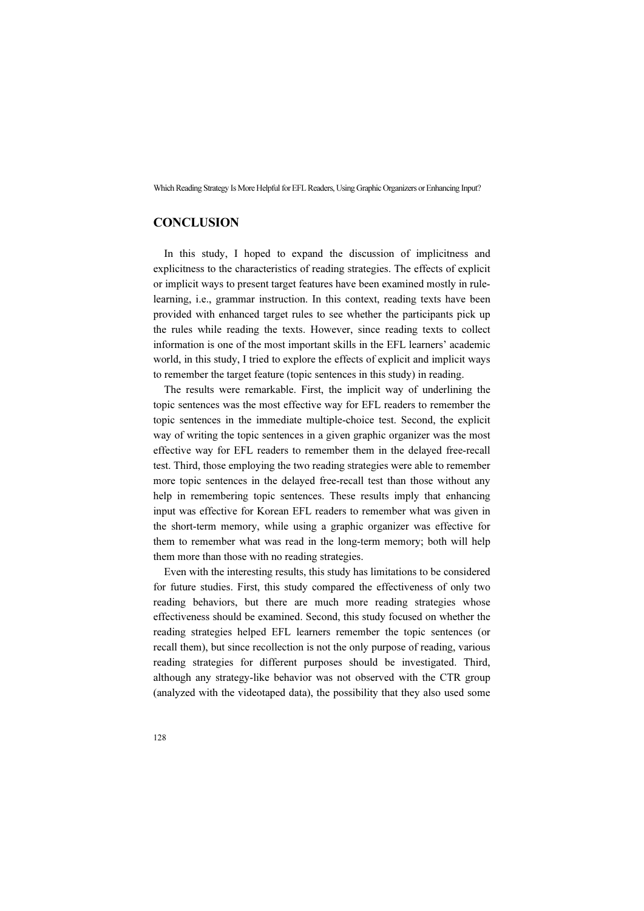## CONCLUSION

In this study, I hoped to expand the discussion of implicitness and explicitness to the characteristics of reading strategies. The effects of explicit or implicit ways to present target features have been examined mostly in rule-learning, i.e., grammar instruction. In this context, reading texts have been provided with enhanced target rules to see whether the participants pick up the rules while reading the texts. However, since reading texts to collect information is one of the most important skills in the EFL learners' academic world, in this study, I tried to explore the effects of explicit and implicit ways to remember the target feature (topic sentences in this study) in reading.

The results were remarkable. First, the implicit way of underlining the topic sentences was the most effective way for EFL readers to remember the topic sentences in the immediate multiple-choice test. Second, the explicit way of writing the topic sentences in a given graphic organizer was the most effective way for EFL readers to remember them in the delayed free-recall test. Third, those employing the two reading strategies were able to remember more topic sentences in the delayed free-recall test than those without any help in remembering topic sentences. These results imply that enhancing input was effective for Korean EFL readers to remember what was given in the short-term memory, while using a graphic organizer was effective for them to remember what was read in the long-term memory; both will help them more than those with no reading strategies.

Even with the interesting results, this study has limitations to be considered for future studies. First, this study compared the effectiveness of only two reading behaviors, but there are much more reading strategies whose effectiveness should be examined. Second, this study focused on whether the reading strategies helped EFL learners remember the topic sentences (or recall them), but since recollection is not the only purpose of reading, various reading strategies for different purposes should be investigated. Third, although any strategy-like behavior was not observed with the CTR group (analyzed with the videotaped data), the possibility that they also used some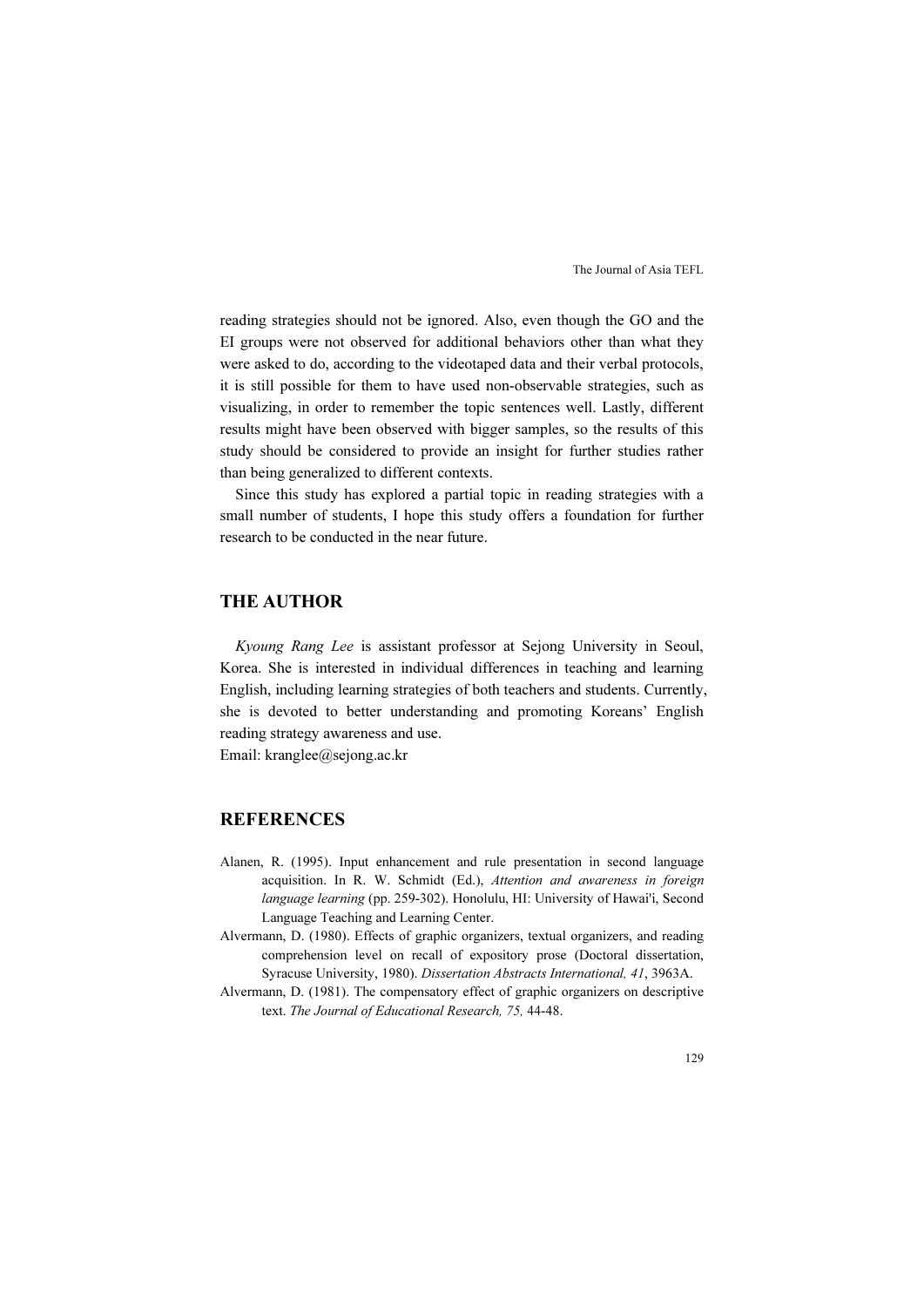reading strategies should not be ignored. Also, even though the GO and the EI groups were not observed for additional behaviors other than what they were asked to do, according to the videotaped data and their verbal protocols, it is still possible for them to have used non-observable strategies, such as visualizing, in order to remember the topic sentences well. Lastly, different results might have been observed with bigger samples, so the results of this study should be considered to provide an insight for further studies rather than being generalized to different contexts.

Since this study has explored a partial topic in reading strategies with a small number of students, I hope this study offers a foundation for further research to be conducted in the near future.

## THE AUTHOR

*Kyoung Rang Lee* is assistant professor at Sejong University in Seoul, Korea. She is interested in individual differences in teaching and learning English, including learning strategies of both teachers and students. Currently, she is devoted to better understanding and promoting Koreans' English reading strategy awareness and use.
Email: kranglee@sejong.ac.kr

## REFERENCES

Alanen, R. (1995). Input enhancement and rule presentation in second language acquisition. In R. W. Schmidt (Ed.), *Attention and awareness in foreign language learning* (pp. 259-302). Honolulu, HI: University of Hawai'i, Second Language Teaching and Learning Center.

Alvermann, D. (1980). Effects of graphic organizers, textual organizers, and reading comprehension level on recall of expository prose (Doctoral dissertation, Syracuse University, 1980). *Dissertation Abstracts International, 41*, 3963A.

Alvermann, D. (1981). The compensatory effect of graphic organizers on descriptive text. *The Journal of Educational Research, 75,* 44-48.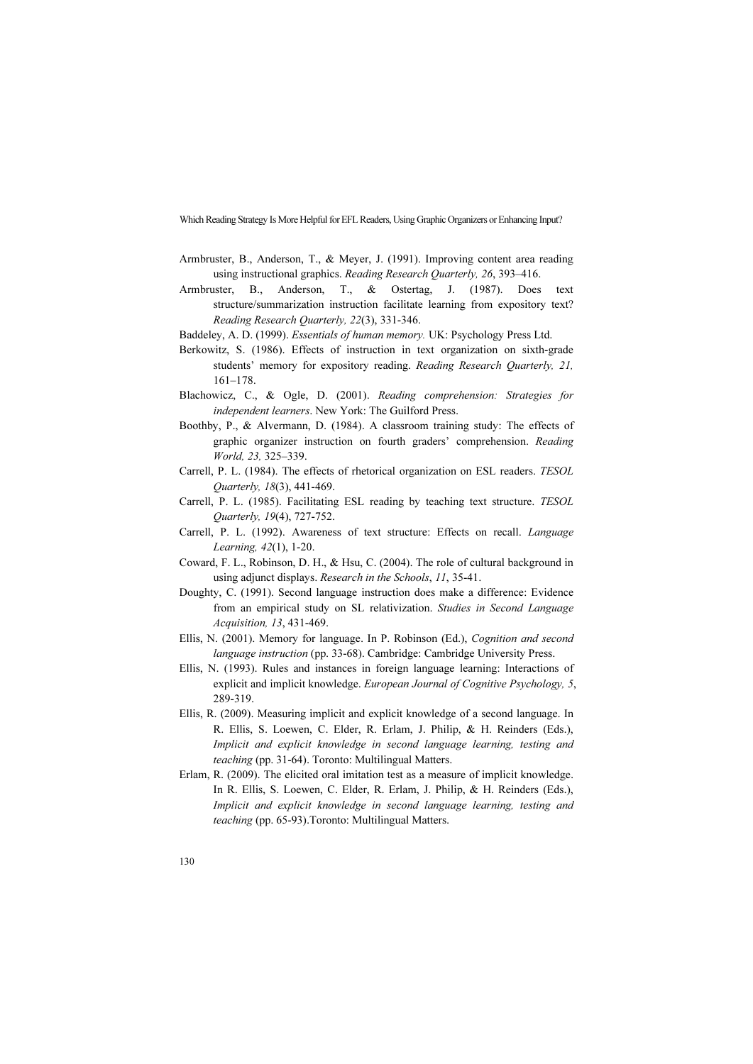Armbruster, B., Anderson, T., & Meyer, J. (1991). Improving content area reading using instructional graphics. *Reading Research Quarterly, 26*, 393–416.

Armbruster, B., Anderson, T., & Ostertag, J. (1987). Does text structure/summarization instruction facilitate learning from expository text? *Reading Research Quarterly, 22*(3), 331-346.

Baddeley, A. D. (1999). *Essentials of human memory.* UK: Psychology Press Ltd.

Berkowitz, S. (1986). Effects of instruction in text organization on sixth-grade students' memory for expository reading. *Reading Research Quarterly, 21,* 161–178.

Blachowicz, C., & Ogle, D. (2001). *Reading comprehension: Strategies for independent learners*. New York: The Guilford Press.

Boothby, P., & Alvermann, D. (1984). A classroom training study: The effects of graphic organizer instruction on fourth graders' comprehension. *Reading World, 23,* 325–339.

Carrell, P. L. (1984). The effects of rhetorical organization on ESL readers. *TESOL Quarterly, 18*(3), 441-469.

Carrell, P. L. (1985). Facilitating ESL reading by teaching text structure. *TESOL Quarterly, 19*(4), 727-752.

Carrell, P. L. (1992). Awareness of text structure: Effects on recall. *Language Learning, 42*(1), 1-20.

Coward, F. L., Robinson, D. H., & Hsu, C. (2004). The role of cultural background in using adjunct displays. *Research in the Schools*, *11*, 35-41.

Doughty, C. (1991). Second language instruction does make a difference: Evidence from an empirical study on SL relativization. *Studies in Second Language Acquisition, 13*, 431-469.

Ellis, N. (2001). Memory for language. In P. Robinson (Ed.), *Cognition and second language instruction* (pp. 33-68). Cambridge: Cambridge University Press.

Ellis, N. (1993). Rules and instances in foreign language learning: Interactions of explicit and implicit knowledge. *European Journal of Cognitive Psychology, 5*, 289-319.

Ellis, R. (2009). Measuring implicit and explicit knowledge of a second language. In R. Ellis, S. Loewen, C. Elder, R. Erlam, J. Philip, & H. Reinders (Eds.), *Implicit and explicit knowledge in second language learning, testing and teaching* (pp. 31-64). Toronto: Multilingual Matters.

Erlam, R. (2009). The elicited oral imitation test as a measure of implicit knowledge. In R. Ellis, S. Loewen, C. Elder, R. Erlam, J. Philip, & H. Reinders (Eds.), *Implicit and explicit knowledge in second language learning, testing and teaching* (pp. 65-93).Toronto: Multilingual Matters.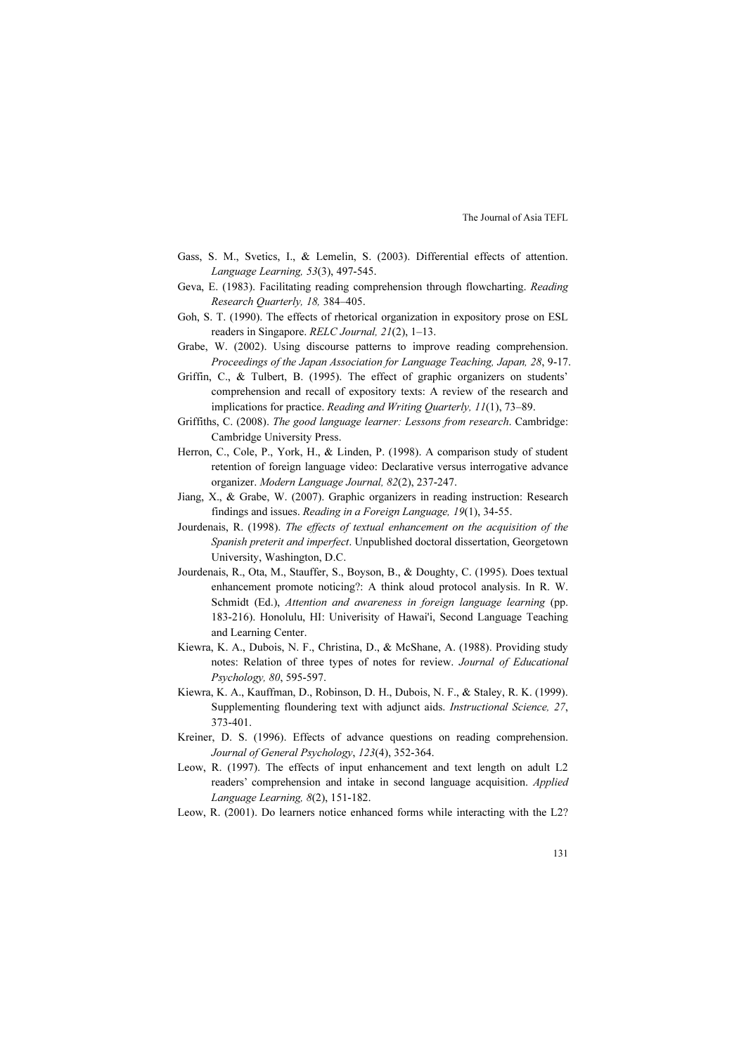Gass, S. M., Svetics, I., & Lemelin, S. (2003). Differential effects of attention. *Language Learning, 53*(3), 497-545.

Geva, E. (1983). Facilitating reading comprehension through flowcharting. *Reading Research Quarterly, 18,* 384–405.

Goh, S. T. (1990). The effects of rhetorical organization in expository prose on ESL readers in Singapore. *RELC Journal, 21*(2), 1–13.

Grabe, W. (2002). Using discourse patterns to improve reading comprehension. *Proceedings of the Japan Association for Language Teaching, Japan, 28*, 9-17.

Griffin, C., & Tulbert, B. (1995). The effect of graphic organizers on students' comprehension and recall of expository texts: A review of the research and implications for practice. *Reading and Writing Quarterly, 11*(1), 73–89.

Griffiths, C. (2008). *The good language learner: Lessons from research*. Cambridge: Cambridge University Press.

Herron, C., Cole, P., York, H., & Linden, P. (1998). A comparison study of student retention of foreign language video: Declarative versus interrogative advance organizer. *Modern Language Journal, 82*(2), 237-247.

Jiang, X., & Grabe, W. (2007). Graphic organizers in reading instruction: Research findings and issues. *Reading in a Foreign Language, 19*(1), 34-55.

Jourdenais, R. (1998). *The effects of textual enhancement on the acquisition of the Spanish preterit and imperfect*. Unpublished doctoral dissertation, Georgetown University, Washington, D.C.

Jourdenais, R., Ota, M., Stauffer, S., Boyson, B., & Doughty, C. (1995). Does textual enhancement promote noticing?: A think aloud protocol analysis. In R. W. Schmidt (Ed.), *Attention and awareness in foreign language learning* (pp. 183-216). Honolulu, HI: Univerisity of Hawai'i, Second Language Teaching and Learning Center.

Kiewra, K. A., Dubois, N. F., Christina, D., & McShane, A. (1988). Providing study notes: Relation of three types of notes for review. *Journal of Educational Psychology, 80*, 595-597.

Kiewra, K. A., Kauffman, D., Robinson, D. H., Dubois, N. F., & Staley, R. K. (1999). Supplementing floundering text with adjunct aids. *Instructional Science, 27*, 373-401.

Kreiner, D. S. (1996). Effects of advance questions on reading comprehension. *Journal of General Psychology*, *123*(4), 352-364.

Leow, R. (1997). The effects of input enhancement and text length on adult L2 readers' comprehension and intake in second language acquisition. *Applied Language Learning, 8*(2), 151-182.

Leow, R. (2001). Do learners notice enhanced forms while interacting with the L2?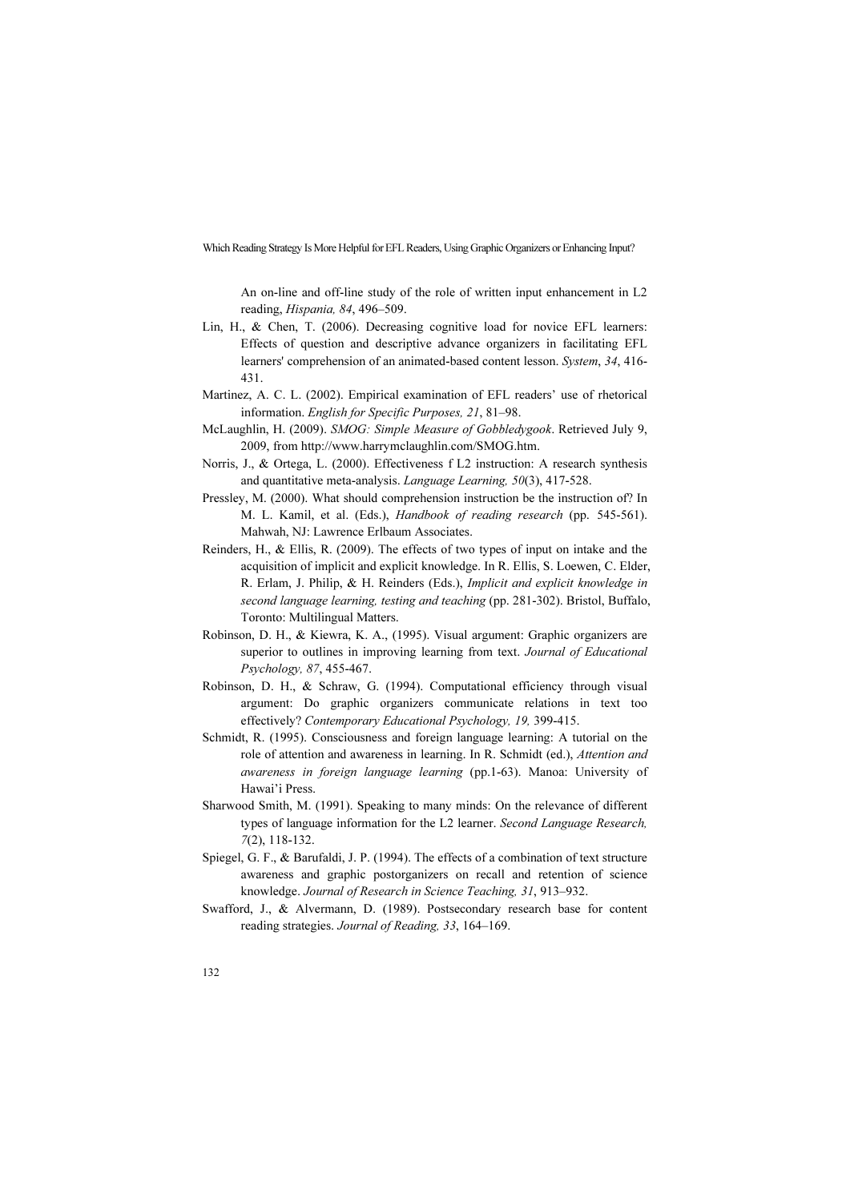An on-line and off-line study of the role of written input enhancement in L2 reading, *Hispania, 84*, 496–509.

Lin, H., & Chen, T. (2006). Decreasing cognitive load for novice EFL learners: Effects of question and descriptive advance organizers in facilitating EFL learners' comprehension of an animated-based content lesson. *System*, *34*, 416-431.

Martinez, A. C. L. (2002). Empirical examination of EFL readers' use of rhetorical information. *English for Specific Purposes, 21*, 81–98.

McLaughlin, H. (2009). *SMOG: Simple Measure of Gobbledygook*. Retrieved July 9, 2009, from http://www.harrymclaughlin.com/SMOG.htm.

Norris, J., & Ortega, L. (2000). Effectiveness f L2 instruction: A research synthesis and quantitative meta-analysis. *Language Learning, 50*(3), 417-528.

Pressley, M. (2000). What should comprehension instruction be the instruction of? In M. L. Kamil, et al. (Eds.), *Handbook of reading research* (pp. 545-561). Mahwah, NJ: Lawrence Erlbaum Associates.

Reinders, H., & Ellis, R. (2009). The effects of two types of input on intake and the acquisition of implicit and explicit knowledge. In R. Ellis, S. Loewen, C. Elder, R. Erlam, J. Philip, & H. Reinders (Eds.), *Implicit and explicit knowledge in second language learning, testing and teaching* (pp. 281-302). Bristol, Buffalo, Toronto: Multilingual Matters.

Robinson, D. H., & Kiewra, K. A., (1995). Visual argument: Graphic organizers are superior to outlines in improving learning from text. *Journal of Educational Psychology, 87*, 455-467.

Robinson, D. H., & Schraw, G. (1994). Computational efficiency through visual argument: Do graphic organizers communicate relations in text too effectively? *Contemporary Educational Psychology, 19,* 399-415.

Schmidt, R. (1995). Consciousness and foreign language learning: A tutorial on the role of attention and awareness in learning. In R. Schmidt (ed.), *Attention and awareness in foreign language learning* (pp.1-63). Manoa: University of Hawai'i Press.

Sharwood Smith, M. (1991). Speaking to many minds: On the relevance of different types of language information for the L2 learner. *Second Language Research, 7*(2), 118-132.

Spiegel, G. F., & Barufaldi, J. P. (1994). The effects of a combination of text structure awareness and graphic postorganizers on recall and retention of science knowledge. *Journal of Research in Science Teaching, 31*, 913–932.

Swafford, J., & Alvermann, D. (1989). Postsecondary research base for content reading strategies. *Journal of Reading, 33*, 164–169.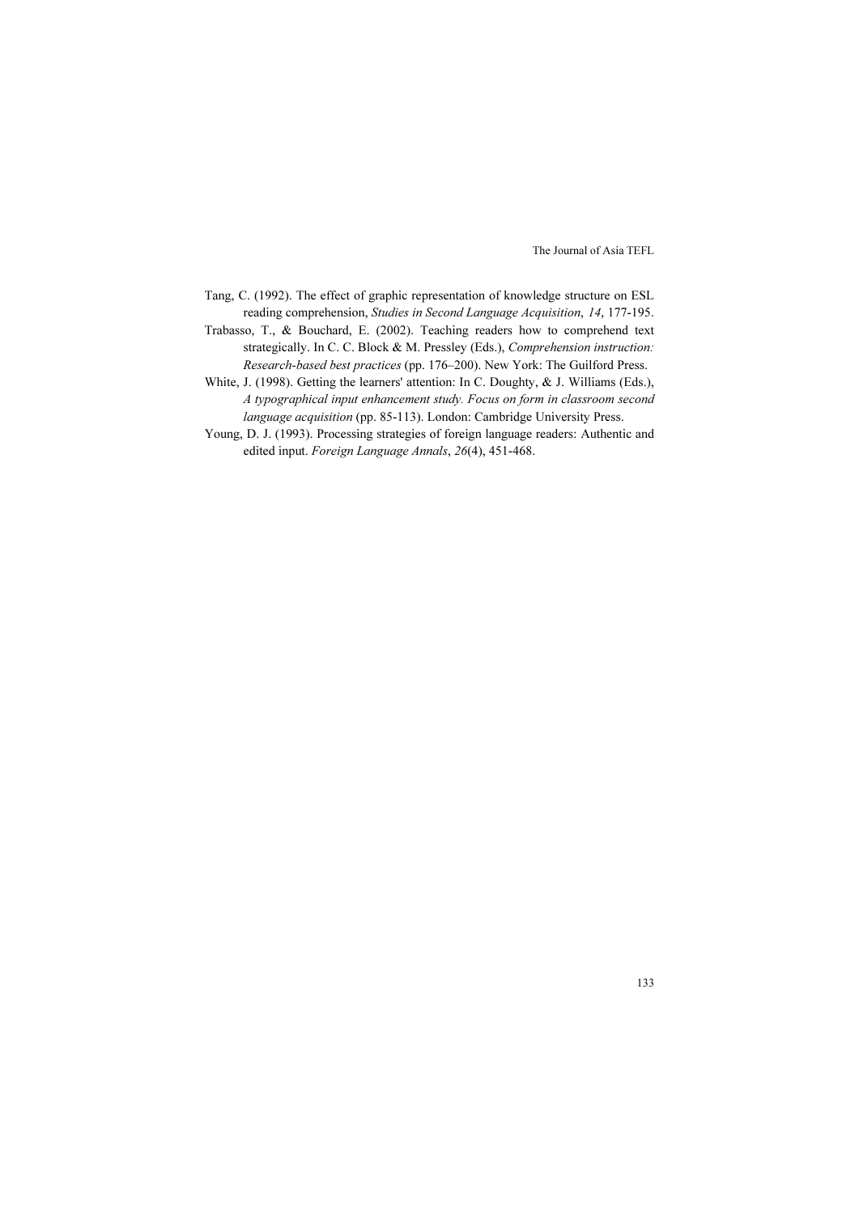Tang, C. (1992). The effect of graphic representation of knowledge structure on ESL reading comprehension, *Studies in Second Language Acquisition*, *14*, 177-195.

Trabasso, T., & Bouchard, E. (2002). Teaching readers how to comprehend text strategically. In C. C. Block & M. Pressley (Eds.), *Comprehension instruction: Research-based best practices* (pp. 176–200). New York: The Guilford Press.

White, J. (1998). Getting the learners' attention: In C. Doughty, & J. Williams (Eds.), *A typographical input enhancement study. Focus on form in classroom second language acquisition* (pp. 85-113). London: Cambridge University Press.

Young, D. J. (1993). Processing strategies of foreign language readers: Authentic and edited input. *Foreign Language Annals*, *26*(4), 451-468.